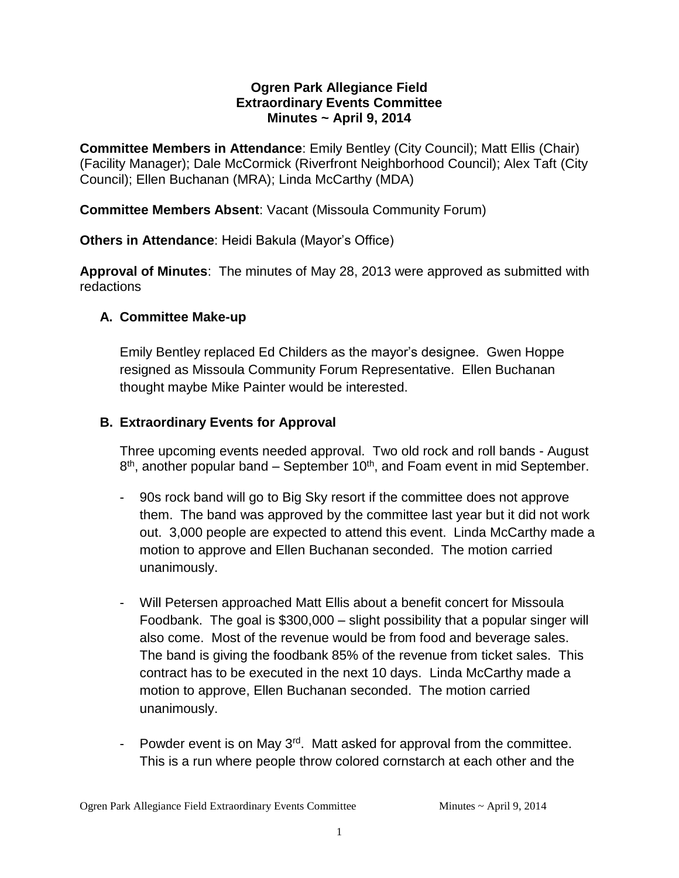**Ogren Park Allegiance Field**
**Extraordinary Events Committee**
**Minutes ~ April 9, 2014**

**Committee Members in Attendance**: Emily Bentley (City Council); Matt Ellis (Chair) (Facility Manager); Dale McCormick (Riverfront Neighborhood Council); Alex Taft (City Council); Ellen Buchanan (MRA); Linda McCarthy (MDA)

**Committee Members Absent**: Vacant (Missoula Community Forum)

**Others in Attendance**: Heidi Bakula (Mayor's Office)

**Approval of Minutes**: The minutes of May 28, 2013 were approved as submitted with redactions

## A. Committee Make-up

Emily Bentley replaced Ed Childers as the mayor's designee. Gwen Hoppe resigned as Missoula Community Forum Representative. Ellen Buchanan thought maybe Mike Painter would be interested.

## B. Extraordinary Events for Approval

Three upcoming events needed approval. Two old rock and roll bands - August 8th, another popular band – September 10th, and Foam event in mid September.

- 90s rock band will go to Big Sky resort if the committee does not approve them. The band was approved by the committee last year but it did not work out. 3,000 people are expected to attend this event. Linda McCarthy made a motion to approve and Ellen Buchanan seconded. The motion carried unanimously.

- Will Petersen approached Matt Ellis about a benefit concert for Missoula Foodbank. The goal is $300,000 – slight possibility that a popular singer will also come. Most of the revenue would be from food and beverage sales. The band is giving the foodbank 85% of the revenue from ticket sales. This contract has to be executed in the next 10 days. Linda McCarthy made a motion to approve, Ellen Buchanan seconded. The motion carried unanimously.

- Powder event is on May 3rd. Matt asked for approval from the committee. This is a run where people throw colored cornstarch at each other and the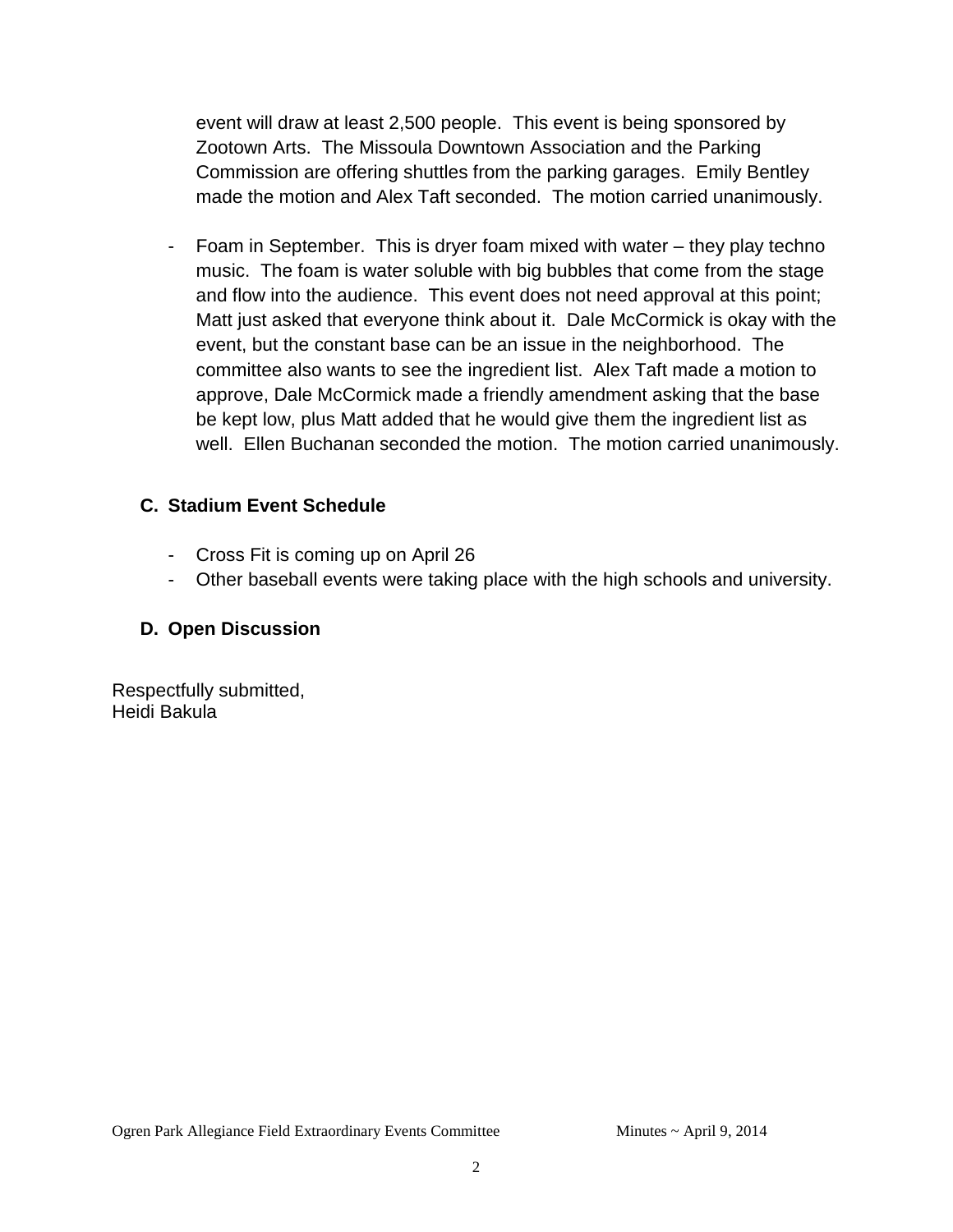event will draw at least 2,500 people. This event is being sponsored by Zootown Arts. The Missoula Downtown Association and the Parking Commission are offering shuttles from the parking garages. Emily Bentley made the motion and Alex Taft seconded. The motion carried unanimously.

- Foam in September. This is dryer foam mixed with water – they play techno music. The foam is water soluble with big bubbles that come from the stage and flow into the audience. This event does not need approval at this point; Matt just asked that everyone think about it. Dale McCormick is okay with the event, but the constant base can be an issue in the neighborhood. The committee also wants to see the ingredient list. Alex Taft made a motion to approve, Dale McCormick made a friendly amendment asking that the base be kept low, plus Matt added that he would give them the ingredient list as well. Ellen Buchanan seconded the motion. The motion carried unanimously.

**C. Stadium Event Schedule**

- Cross Fit is coming up on April 26
- Other baseball events were taking place with the high schools and university.

**D. Open Discussion**

Respectfully submitted,
Heidi Bakula